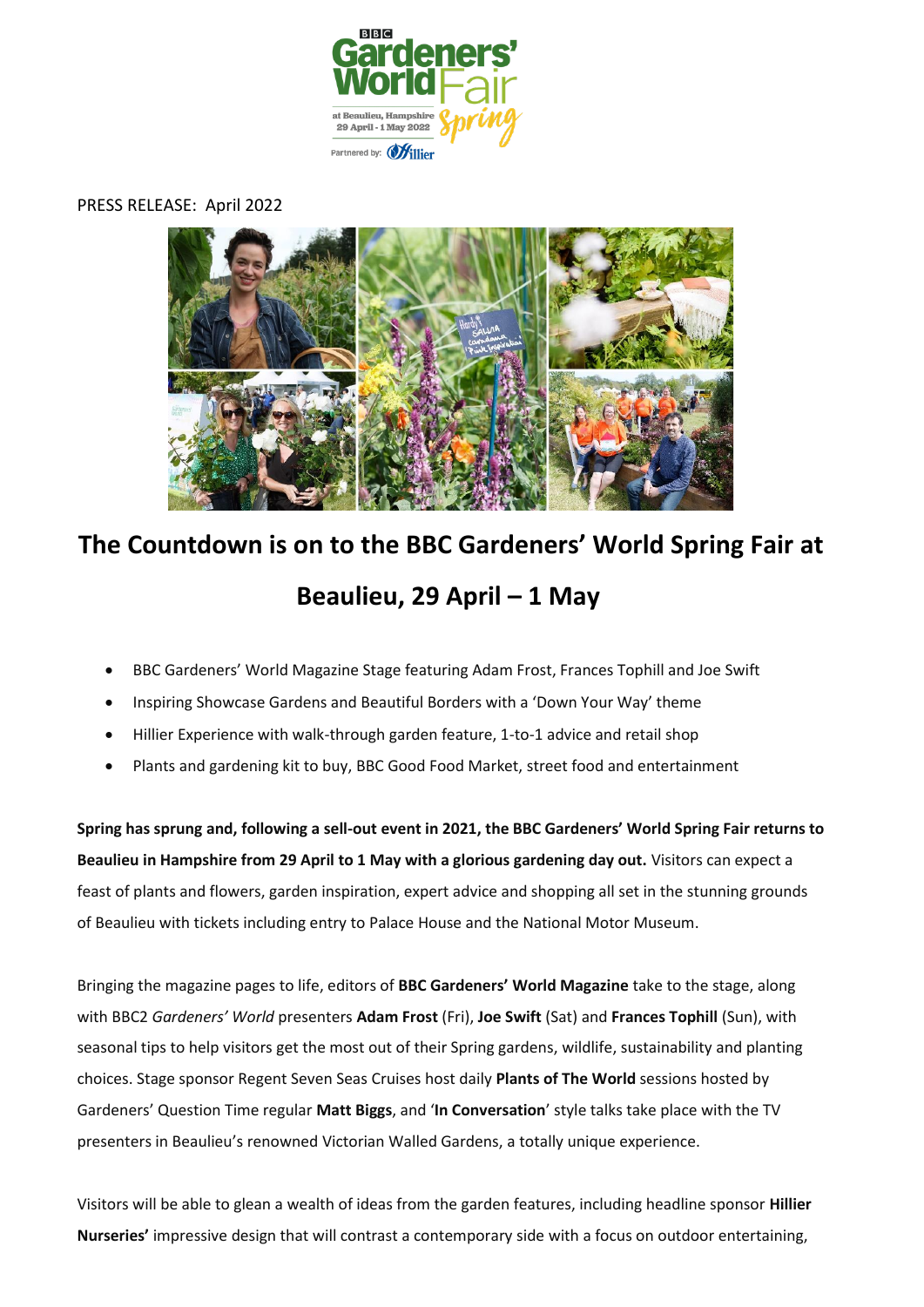PRESS RELEASE: April 2022

# The Countdown is on to the BBC Gardeners' World Spring Fair at Beaulieu, 29 April – 1 May

- BBC Gardeners' World Magazine Stage featuring Adam Frost, Frances Tophill and Joe Swift
- Inspiring Showcase Gardens and Beautiful Borders with a 'Down Your Way' theme
- Hillier Experience with walk-through garden feature, 1-to-1 advice and retail shop
- Plants and gardening kit to buy, BBC Good Food Market, street food and entertainment

**Spring has sprung and, following a sell-out event in 2021, the BBC Gardeners' World Spring Fair returns to Beaulieu in Hampshire from 29 April to 1 May with a glorious gardening day out.** Visitors can expect a feast of plants and flowers, garden inspiration, expert advice and shopping all set in the stunning grounds of Beaulieu with tickets including entry to Palace House and the National Motor Museum.

Bringing the magazine pages to life, editors of **BBC Gardeners' World Magazine** take to the stage, along with BBC2 *Gardeners' World* presenters **Adam Frost** (Fri), **Joe Swift** (Sat) and **Frances Tophill** (Sun), with seasonal tips to help visitors get the most out of their Spring gardens, wildlife, sustainability and planting choices. Stage sponsor Regent Seven Seas Cruises host daily **Plants of The World** sessions hosted by Gardeners' Question Time regular **Matt Biggs**, and '**In Conversation**' style talks take place with the TV presenters in Beaulieu's renowned Victorian Walled Gardens, a totally unique experience.

Visitors will be able to glean a wealth of ideas from the garden features, including headline sponsor **Hillier Nurseries'** impressive design that will contrast a contemporary side with a focus on outdoor entertaining,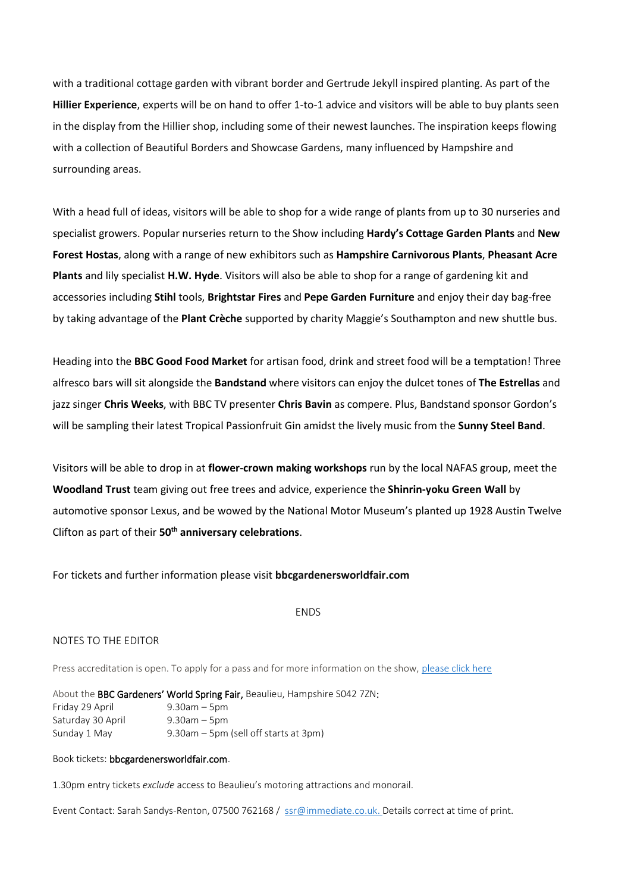with a traditional cottage garden with vibrant border and Gertrude Jekyll inspired planting. As part of the **Hillier Experience**, experts will be on hand to offer 1-to-1 advice and visitors will be able to buy plants seen in the display from the Hillier shop, including some of their newest launches. The inspiration keeps flowing with a collection of Beautiful Borders and Showcase Gardens, many influenced by Hampshire and surrounding areas.

With a head full of ideas, visitors will be able to shop for a wide range of plants from up to 30 nurseries and specialist growers. Popular nurseries return to the Show including **Hardy's Cottage Garden Plants** and **New Forest Hostas**, along with a range of new exhibitors such as **Hampshire Carnivorous Plants**, **Pheasant Acre Plants** and lily specialist **H.W. Hyde**. Visitors will also be able to shop for a range of gardening kit and accessories including **Stihl** tools, **Brightstar Fires** and **Pepe Garden Furniture** and enjoy their day bag-free by taking advantage of the **Plant Crèche** supported by charity Maggie's Southampton and new shuttle bus.

Heading into the **BBC Good Food Market** for artisan food, drink and street food will be a temptation! Three alfresco bars will sit alongside the **Bandstand** where visitors can enjoy the dulcet tones of **The Estrellas** and jazz singer **Chris Weeks**, with BBC TV presenter **Chris Bavin** as compere. Plus, Bandstand sponsor Gordon's will be sampling their latest Tropical Passionfruit Gin amidst the lively music from the **Sunny Steel Band**.

Visitors will be able to drop in at **flower-crown making workshops** run by the local NAFAS group, meet the **Woodland Trust** team giving out free trees and advice, experience the **Shinrin-yoku Green Wall** by automotive sponsor Lexus, and be wowed by the National Motor Museum's planted up 1928 Austin Twelve Clifton as part of their **50th anniversary celebrations**.

For tickets and further information please visit **bbcgardenersworldfair.com**

ENDS

NOTES TO THE EDITOR

Press accreditation is open. To apply for a pass and for more information on the show, [please click here]

About the **BBC Gardeners' World Spring Fair**, Beaulieu, Hampshire S042 7ZN:

| | |
|---|---|
| Friday 29 April | 9.30am – 5pm |
| Saturday 30 April | 9.30am – 5pm |
| Sunday 1 May | 9.30am – 5pm (sell off starts at 3pm) |

Book tickets: bbcgardenersworldfair.com.

1.30pm entry tickets *exclude* access to Beaulieu's motoring attractions and monorail.

Event Contact: Sarah Sandys-Renton, 07500 762168 / ssr@immediate.co.uk. Details correct at time of print.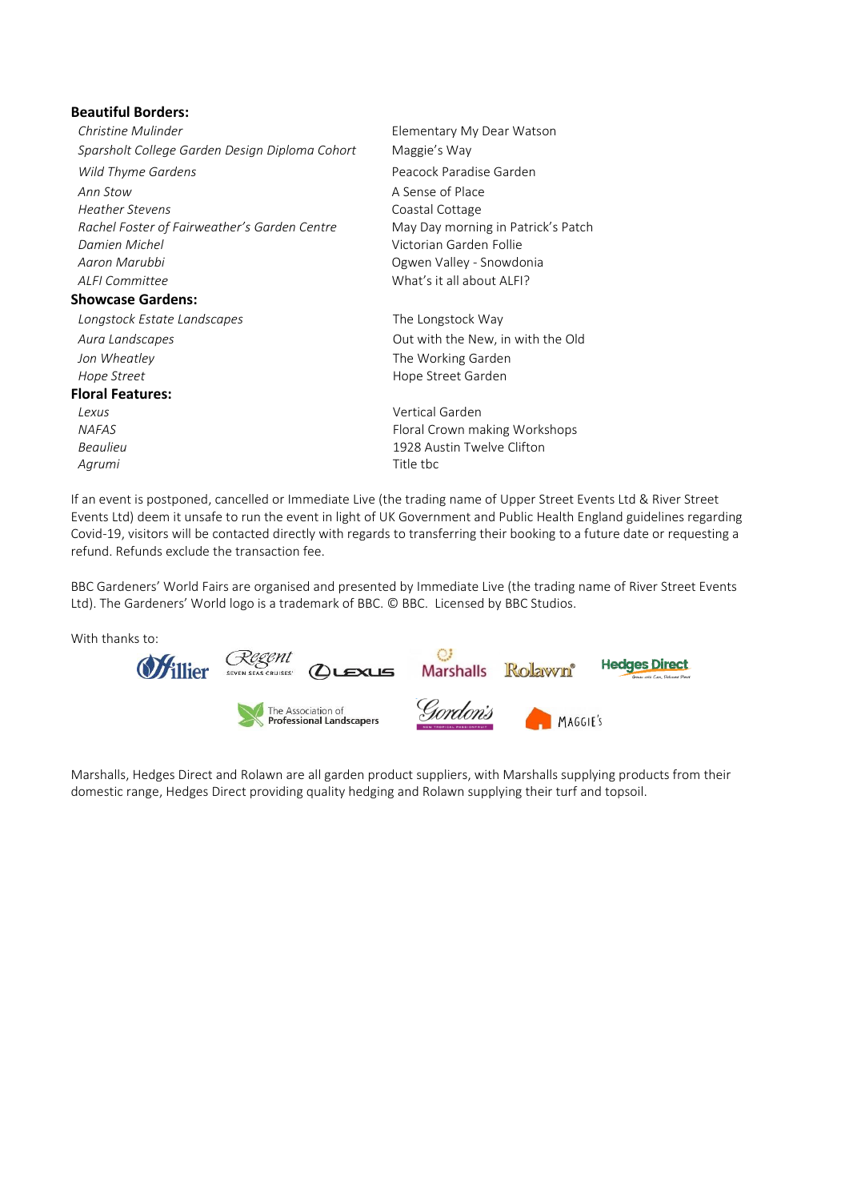**Beautiful Borders:**

| | |
|---|---|
| *Christine Mulinder* | Elementary My Dear Watson |
| *Sparsholt College Garden Design Diploma Cohort* | Maggie's Way |
| *Wild Thyme Gardens* | Peacock Paradise Garden |
| *Ann Stow* | A Sense of Place |
| *Heather Stevens* | Coastal Cottage |
| *Rachel Foster of Fairweather's Garden Centre* | May Day morning in Patrick's Patch |
| *Damien Michel* | Victorian Garden Follie |
| *Aaron Marubbi* | Ogwen Valley - Snowdonia |
| *ALFI Committee* | What's it all about ALFI? |

**Showcase Gardens:**

| | |
|---|---|
| *Longstock Estate Landscapes* | The Longstock Way |
| *Aura Landscapes* | Out with the New, in with the Old |
| *Jon Wheatley* | The Working Garden |
| *Hope Street* | Hope Street Garden |

**Floral Features:**

| | |
|---|---|
| *Lexus* | Vertical Garden |
| *NAFAS* | Floral Crown making Workshops |
| *Beaulieu* | 1928 Austin Twelve Clifton |
| *Agrumi* | Title tbc |

If an event is postponed, cancelled or Immediate Live (the trading name of Upper Street Events Ltd & River Street Events Ltd) deem it unsafe to run the event in light of UK Government and Public Health England guidelines regarding Covid-19, visitors will be contacted directly with regards to transferring their booking to a future date or requesting a refund. Refunds exclude the transaction fee.

BBC Gardeners' World Fairs are organised and presented by Immediate Live (the trading name of River Street Events Ltd). The Gardeners' World logo is a trademark of BBC. © BBC. Licensed by BBC Studios.

With thanks to:

Hillier, Regent Seven Seas Cruises, Lexus, Marshalls, Rolawn, Hedges Direct, The Association of Professional Landscapers, Gordon's, Maggie's

Marshalls, Hedges Direct and Rolawn are all garden product suppliers, with Marshalls supplying products from their domestic range, Hedges Direct providing quality hedging and Rolawn supplying their turf and topsoil.